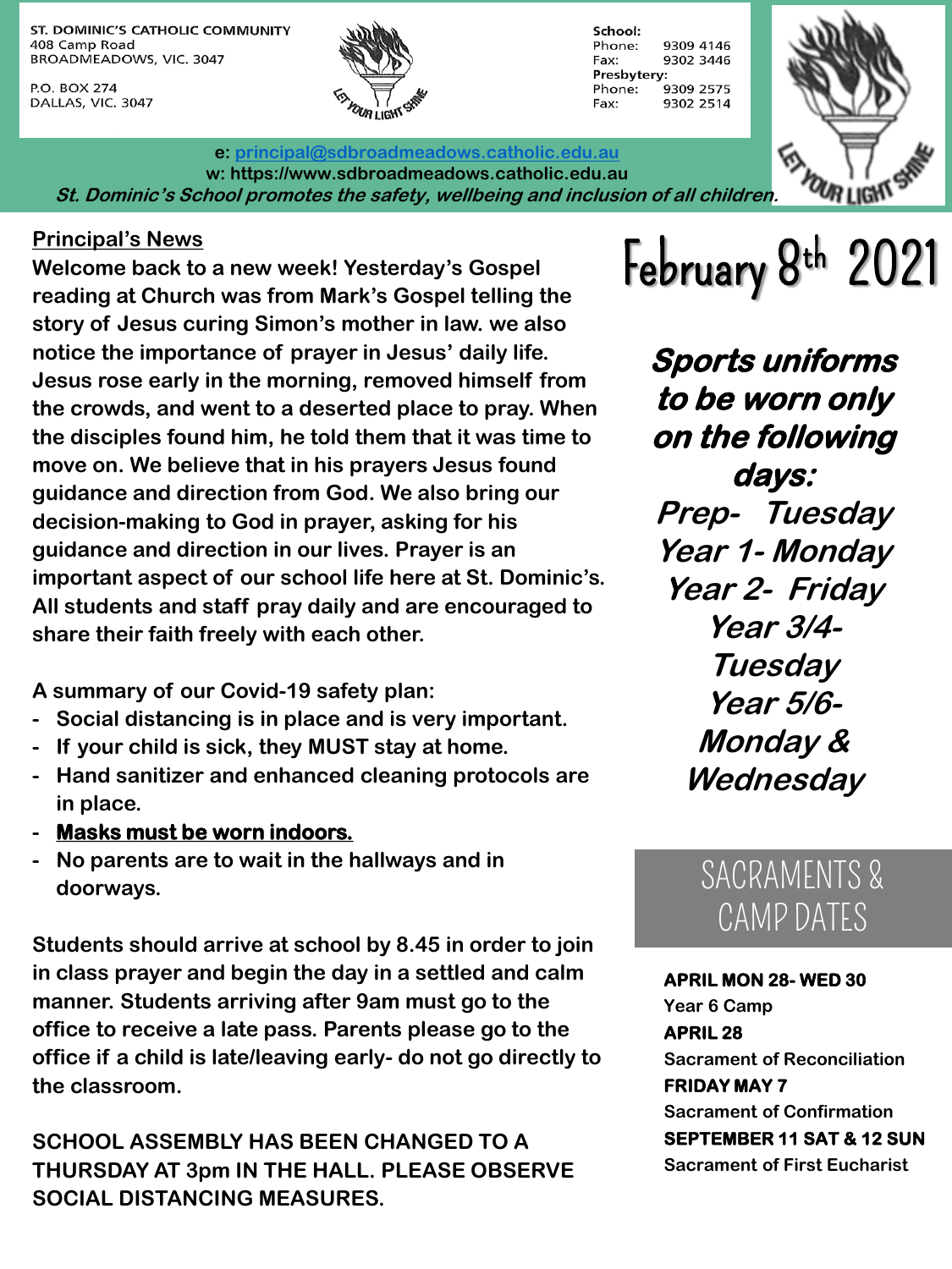ST. DOMINIC'S CATHOLIC COMMUNITY
408 Camp Road
BROADMEADOWS, VIC. 3047

P.O. BOX 274
DALLAS, VIC. 3047

**School:**
Phone: 9309 4146
Fax: 9302 3446
**Presbytery:**
Phone: 9309 2575
Fax: 9302 2514

**e: principal@sdbroadmeadows.catholic.edu.au**
**w: https://www.sdbroadmeadows.catholic.edu.au**
***St. Dominic's School promotes the safety, wellbeing and inclusion of all children.***

# February 8th 2021

## Principal's News

**Welcome back to a new week! Yesterday's Gospel reading at Church was from Mark's Gospel telling the story of Jesus curing Simon's mother in law. we also notice the importance of prayer in Jesus' daily life. Jesus rose early in the morning, removed himself from the crowds, and went to a deserted place to pray. When the disciples found him, he told them that it was time to move on. We believe that in his prayers Jesus found guidance and direction from God. We also bring our decision-making to God in prayer, asking for his guidance and direction in our lives. Prayer is an important aspect of our school life here at St. Dominic's. All students and staff pray daily and are encouraged to share their faith freely with each other.**

**A summary of our Covid-19 safety plan:**

- **Social distancing is in place and is very important.**
- **If your child is sick, they MUST stay at home.**
- **Hand sanitizer and enhanced cleaning protocols are in place.**
- **Masks must be worn indoors.**
- **No parents are to wait in the hallways and in doorways.**

**Students should arrive at school by 8.45 in order to join in class prayer and begin the day in a settled and calm manner. Students arriving after 9am must go to the office to receive a late pass. Parents please go to the office if a child is late/leaving early- do not go directly to the classroom.**

**SCHOOL ASSEMBLY HAS BEEN CHANGED TO A THURSDAY AT 3pm IN THE HALL. PLEASE OBSERVE SOCIAL DISTANCING MEASURES.**

***Sports uniforms to be worn only on the following days:***

***Prep- Tuesday***
***Year 1- Monday***
***Year 2- Friday***
***Year 3/4- Tuesday***
***Year 5/6- Monday & Wednesday***

## SACRAMENTS & CAMP DATES

**APRIL MON 28- WED 30**
Year 6 Camp

**APRIL 28**
Sacrament of Reconciliation

**FRIDAY MAY 7**
Sacrament of Confirmation

**SEPTEMBER 11 SAT & 12 SUN**
Sacrament of First Eucharist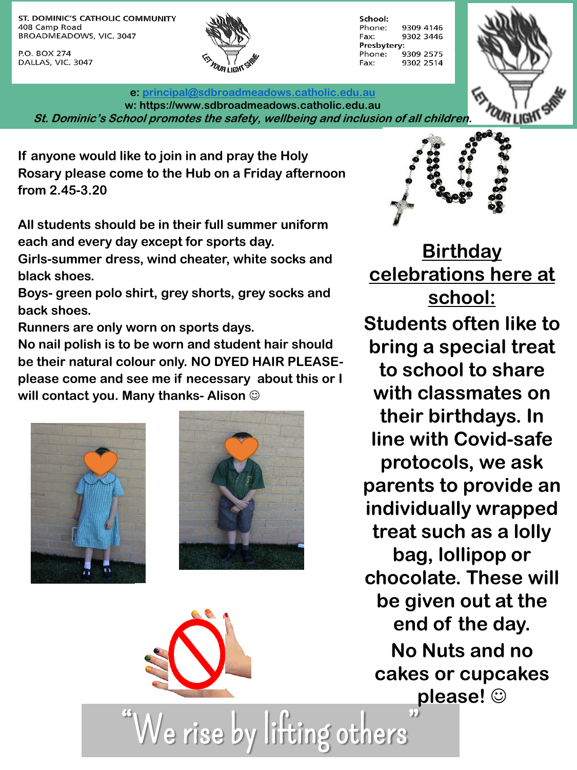ST. DOMINIC'S CATHOLIC COMMUNITY
408 Camp Road
BROADMEADOWS, VIC. 3047

P.O. BOX 274
DALLAS, VIC. 3047

School:
Phone: 9309 4146
Fax: 9302 3446
Presbytery:
Phone: 9309 2575
Fax: 9302 2514

e: principal@sdbroadmeadows.catholic.edu.au
w: https://www.sdbroadmeadows.catholic.edu.au

*St. Dominic's School promotes the safety, wellbeing and inclusion of all children.*

**If anyone would like to join in and pray the Holy Rosary please come to the Hub on a Friday afternoon from 2.45-3.20**

**All students should be in their full summer uniform each and every day except for sports day.**
**Girls-summer dress, wind cheater, white socks and black shoes.**
**Boys- green polo shirt, grey shorts, grey socks and back shoes.**
**Runners are only worn on sports days.**
**No nail polish is to be worn and student hair should be their natural colour only. NO DYED HAIR PLEASE- please come and see me if necessary about this or I will contact you. Many thanks- Alison ☺**

## Birthday celebrations here at school:

**Students often like to bring a special treat to school to share with classmates on their birthdays. In line with Covid-safe protocols, we ask parents to provide an individually wrapped treat such as a lolly bag, lollipop or chocolate. These will be given out at the end of the day.**

**No Nuts and no cakes or cupcakes please! ☺**

"We rise by lifting others"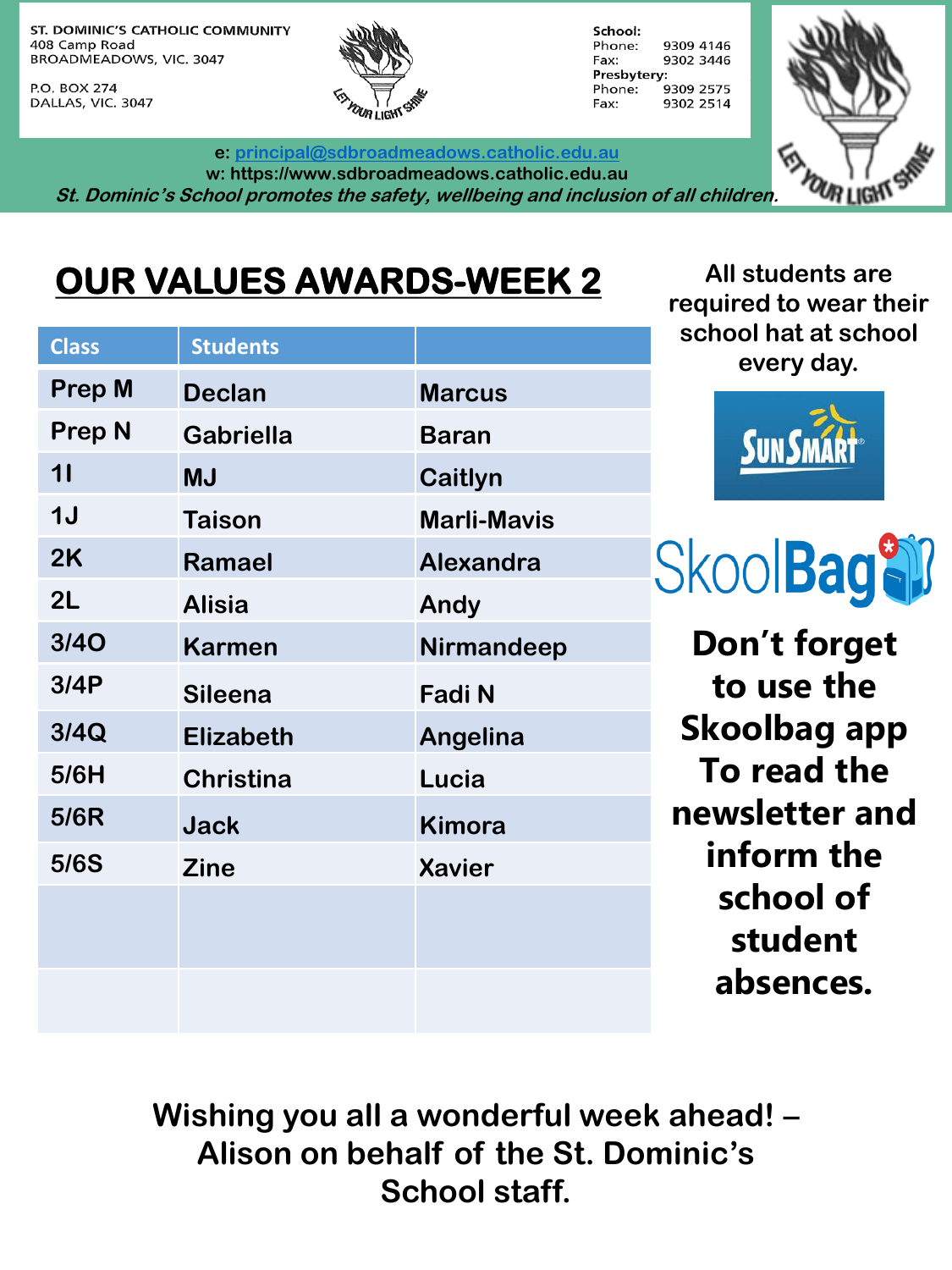ST. DOMINIC'S CATHOLIC COMMUNITY
408 Camp Road
BROADMEADOWS, VIC. 3047

P.O. BOX 274
DALLAS, VIC. 3047

LET YOUR LIGHT SHINE

**School:**
Phone: 9309 4146
Fax: 9302 3446
**Presbytery:**
Phone: 9309 2575
Fax: 9302 2514

e: principal@sdbroadmeadows.catholic.edu.au
w: https://www.sdbroadmeadows.catholic.edu.au

*St. Dominic's School promotes the safety, wellbeing and inclusion of all children.*

# OUR VALUES AWARDS-WEEK 2

| Class | Students | |
|---|---|---|
| Prep M | Declan | Marcus |
| Prep N | Gabriella | Baran |
| 1I | MJ | Caitlyn |
| 1J | Taison | Marli-Mavis |
| 2K | Ramael | Alexandra |
| 2L | Alisia | Andy |
| 3/4O | Karmen | Nirmandeep |
| 3/4P | Sileena | Fadi N |
| 3/4Q | Elizabeth | Angelina |
| 5/6H | Christina | Lucia |
| 5/6R | Jack | Kimora |
| 5/6S | Zine | Xavier |
| | | |
| | | |

All students are required to wear their school hat at school every day.

SunSmart

SkoolBag

**Don't forget to use the Skoolbag app To read the newsletter and inform the school of student absences.**

**Wishing you all a wonderful week ahead! – Alison on behalf of the St. Dominic's School staff.**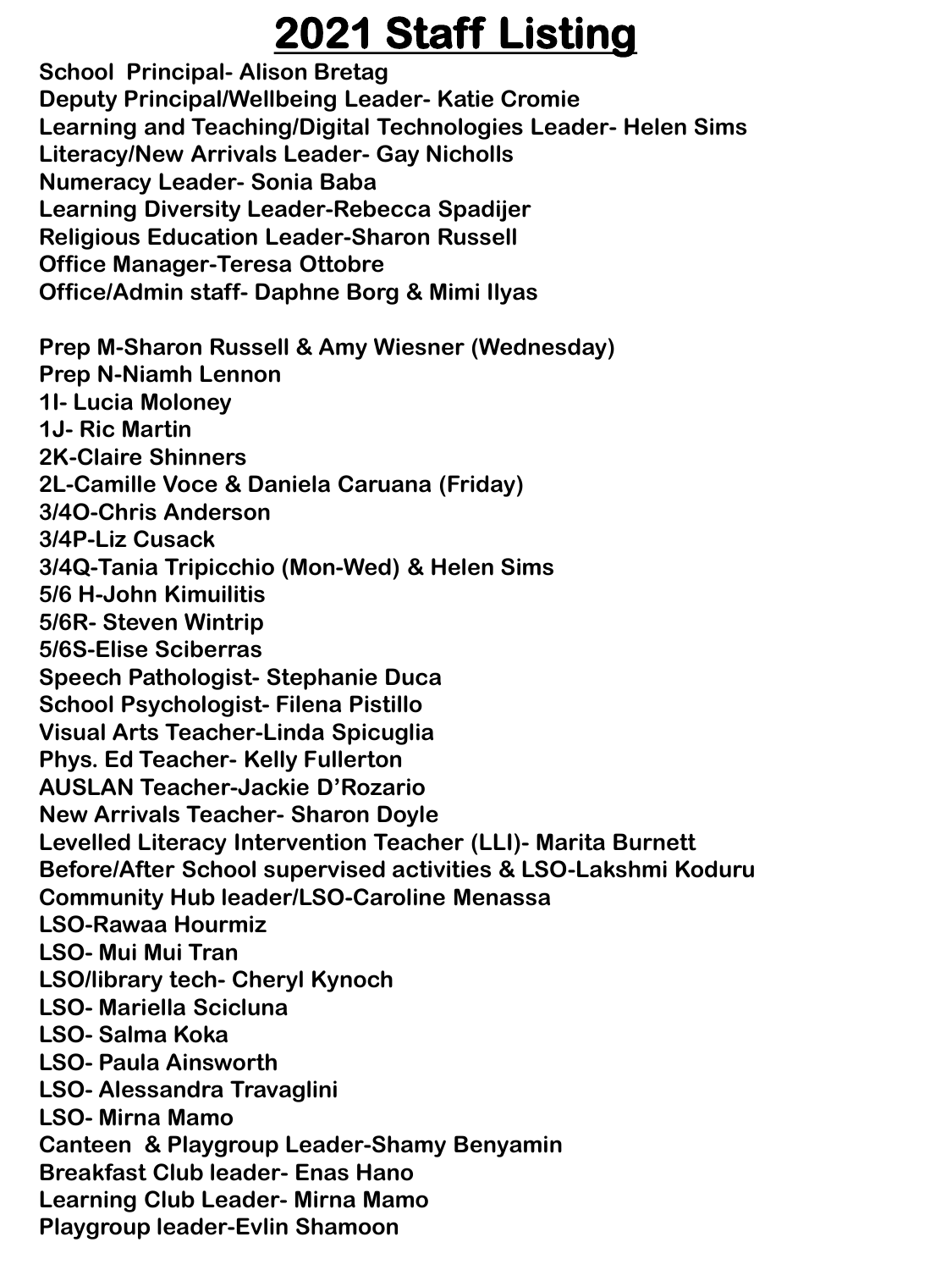# 2021 Staff Listing

**School Principal- Alison Bretag**
**Deputy Principal/Wellbeing Leader- Katie Cromie**
**Learning and Teaching/Digital Technologies Leader- Helen Sims**
**Literacy/New Arrivals Leader- Gay Nicholls**
**Numeracy Leader- Sonia Baba**
**Learning Diversity Leader-Rebecca Spadijer**
**Religious Education Leader-Sharon Russell**
**Office Manager-Teresa Ottobre**
**Office/Admin staff- Daphne Borg & Mimi Ilyas**

**Prep M-Sharon Russell & Amy Wiesner (Wednesday)**
**Prep N-Niamh Lennon**
**1I- Lucia Moloney**
**1J- Ric Martin**
**2K-Claire Shinners**
**2L-Camille Voce & Daniela Caruana (Friday)**
**3/4O-Chris Anderson**
**3/4P-Liz Cusack**
**3/4Q-Tania Tripicchio (Mon-Wed) & Helen Sims**
**5/6 H-John Kimuilitis**
**5/6R- Steven Wintrip**
**5/6S-Elise Sciberras**
**Speech Pathologist- Stephanie Duca**
**School Psychologist- Filena Pistillo**
**Visual Arts Teacher-Linda Spicuglia**
**Phys. Ed Teacher- Kelly Fullerton**
**AUSLAN Teacher-Jackie D'Rozario**
**New Arrivals Teacher- Sharon Doyle**
**Levelled Literacy Intervention Teacher (LLI)- Marita Burnett**
**Before/After School supervised activities & LSO-Lakshmi Koduru**
**Community Hub leader/LSO-Caroline Menassa**
**LSO-Rawaa Hourmiz**
**LSO- Mui Mui Tran**
**LSO/library tech- Cheryl Kynoch**
**LSO- Mariella Scicluna**
**LSO- Salma Koka**
**LSO- Paula Ainsworth**
**LSO- Alessandra Travaglini**
**LSO- Mirna Mamo**
**Canteen & Playgroup Leader-Shamy Benyamin**
**Breakfast Club leader- Enas Hano**
**Learning Club Leader- Mirna Mamo**
**Playgroup leader-Evlin Shamoon**